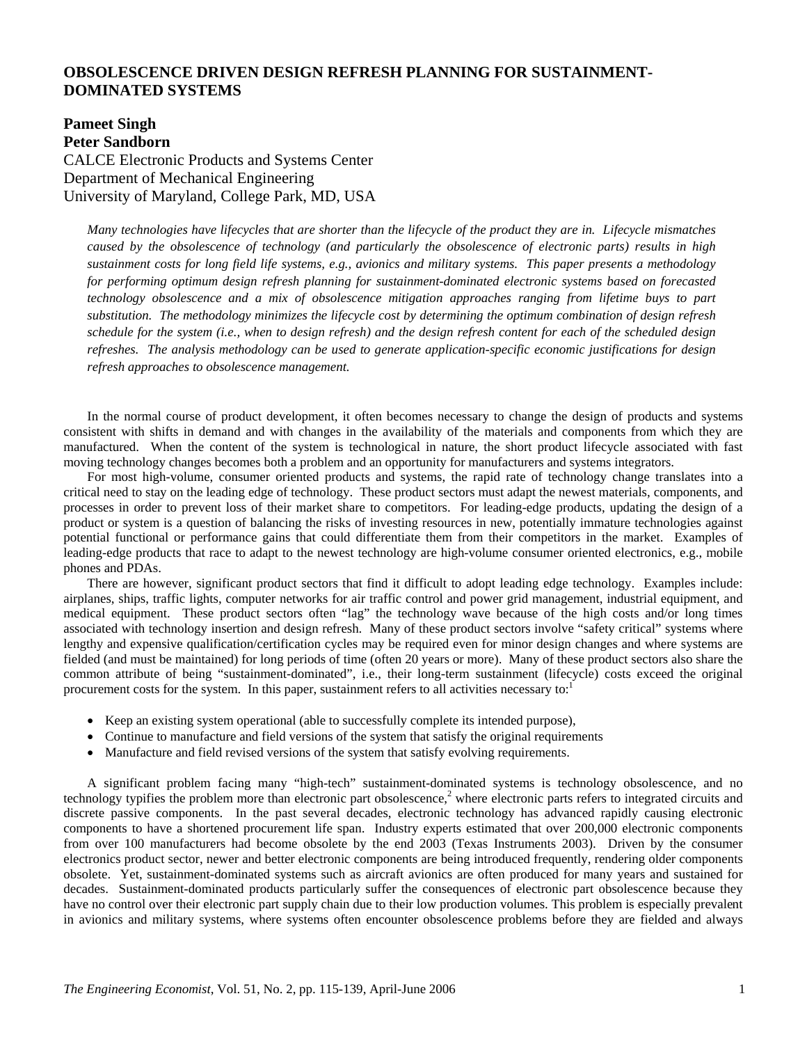# OBSOLESCENCE DRIVEN DESIGN REFRESH PLANNING FOR SUSTAINMENT-DOMINATED SYSTEMS

**Pameet Singh**
**Peter Sandborn**
CALCE Electronic Products and Systems Center
Department of Mechanical Engineering
University of Maryland, College Park, MD, USA

*Many technologies have lifecycles that are shorter than the lifecycle of the product they are in. Lifecycle mismatches caused by the obsolescence of technology (and particularly the obsolescence of electronic parts) results in high sustainment costs for long field life systems, e.g., avionics and military systems. This paper presents a methodology for performing optimum design refresh planning for sustainment-dominated electronic systems based on forecasted technology obsolescence and a mix of obsolescence mitigation approaches ranging from lifetime buys to part substitution. The methodology minimizes the lifecycle cost by determining the optimum combination of design refresh schedule for the system (i.e., when to design refresh) and the design refresh content for each of the scheduled design refreshes. The analysis methodology can be used to generate application-specific economic justifications for design refresh approaches to obsolescence management.*

In the normal course of product development, it often becomes necessary to change the design of products and systems consistent with shifts in demand and with changes in the availability of the materials and components from which they are manufactured. When the content of the system is technological in nature, the short product lifecycle associated with fast moving technology changes becomes both a problem and an opportunity for manufacturers and systems integrators.

For most high-volume, consumer oriented products and systems, the rapid rate of technology change translates into a critical need to stay on the leading edge of technology. These product sectors must adapt the newest materials, components, and processes in order to prevent loss of their market share to competitors. For leading-edge products, updating the design of a product or system is a question of balancing the risks of investing resources in new, potentially immature technologies against potential functional or performance gains that could differentiate them from their competitors in the market. Examples of leading-edge products that race to adapt to the newest technology are high-volume consumer oriented electronics, e.g., mobile phones and PDAs.

There are however, significant product sectors that find it difficult to adopt leading edge technology. Examples include: airplanes, ships, traffic lights, computer networks for air traffic control and power grid management, industrial equipment, and medical equipment. These product sectors often "lag" the technology wave because of the high costs and/or long times associated with technology insertion and design refresh. Many of these product sectors involve "safety critical" systems where lengthy and expensive qualification/certification cycles may be required even for minor design changes and where systems are fielded (and must be maintained) for long periods of time (often 20 years or more). Many of these product sectors also share the common attribute of being "sustainment-dominated", i.e., their long-term sustainment (lifecycle) costs exceed the original procurement costs for the system. In this paper, sustainment refers to all activities necessary to:[1]

- Keep an existing system operational (able to successfully complete its intended purpose),
- Continue to manufacture and field versions of the system that satisfy the original requirements
- Manufacture and field revised versions of the system that satisfy evolving requirements.

A significant problem facing many "high-tech" sustainment-dominated systems is technology obsolescence, and no technology typifies the problem more than electronic part obsolescence,[2] where electronic parts refers to integrated circuits and discrete passive components. In the past several decades, electronic technology has advanced rapidly causing electronic components to have a shortened procurement life span. Industry experts estimated that over 200,000 electronic components from over 100 manufacturers had become obsolete by the end 2003 (Texas Instruments 2003). Driven by the consumer electronics product sector, newer and better electronic components are being introduced frequently, rendering older components obsolete. Yet, sustainment-dominated systems such as aircraft avionics are often produced for many years and sustained for decades. Sustainment-dominated products particularly suffer the consequences of electronic part obsolescence because they have no control over their electronic part supply chain due to their low production volumes. This problem is especially prevalent in avionics and military systems, where systems often encounter obsolescence problems before they are fielded and always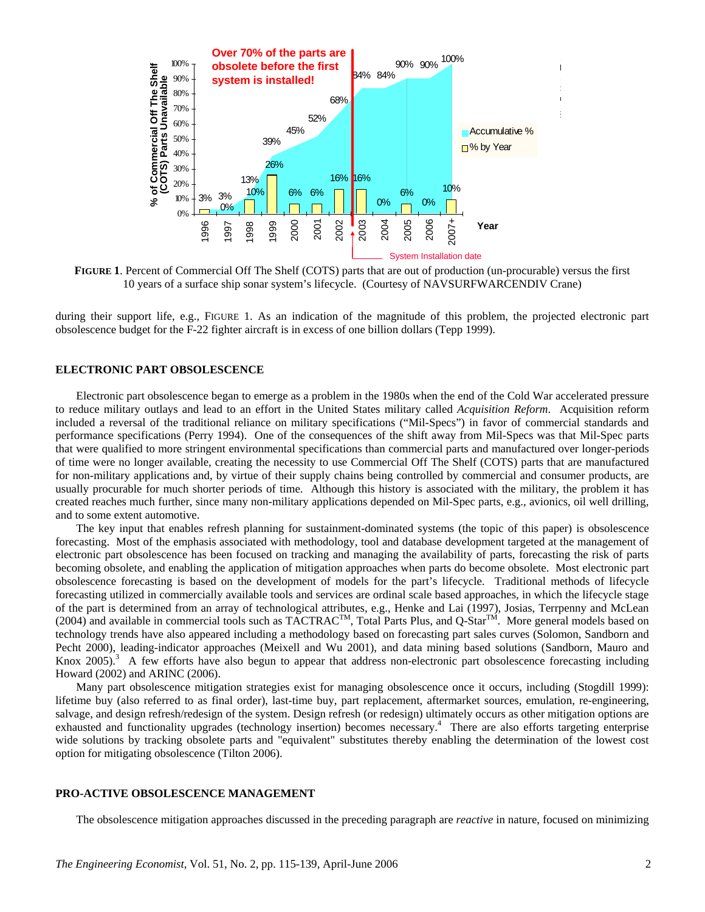**FIGURE 1**. Percent of Commercial Off The Shelf (COTS) parts that are out of production (un-procurable) versus the first 10 years of a surface ship sonar system's lifecycle. (Courtesy of NAVSURFWARCENDIV Crane)

during their support life, e.g., FIGURE 1. As an indication of the magnitude of this problem, the projected electronic part obsolescence budget for the F-22 fighter aircraft is in excess of one billion dollars (Tepp 1999).

## ELECTRONIC PART OBSOLESCENCE

Electronic part obsolescence began to emerge as a problem in the 1980s when the end of the Cold War accelerated pressure to reduce military outlays and lead to an effort in the United States military called *Acquisition Reform*. Acquisition reform included a reversal of the traditional reliance on military specifications ("Mil-Specs") in favor of commercial standards and performance specifications (Perry 1994). One of the consequences of the shift away from Mil-Specs was that Mil-Spec parts that were qualified to more stringent environmental specifications than commercial parts and manufactured over longer-periods of time were no longer available, creating the necessity to use Commercial Off The Shelf (COTS) parts that are manufactured for non-military applications and, by virtue of their supply chains being controlled by commercial and consumer products, are usually procurable for much shorter periods of time. Although this history is associated with the military, the problem it has created reaches much further, since many non-military applications depended on Mil-Spec parts, e.g., avionics, oil well drilling, and to some extent automotive.

The key input that enables refresh planning for sustainment-dominated systems (the topic of this paper) is obsolescence forecasting. Most of the emphasis associated with methodology, tool and database development targeted at the management of electronic part obsolescence has been focused on tracking and managing the availability of parts, forecasting the risk of parts becoming obsolete, and enabling the application of mitigation approaches when parts do become obsolete. Most electronic part obsolescence forecasting is based on the development of models for the part's lifecycle. Traditional methods of lifecycle forecasting utilized in commercially available tools and services are ordinal scale based approaches, in which the lifecycle stage of the part is determined from an array of technological attributes, e.g., Henke and Lai (1997), Josias, Terrpenny and McLean (2004) and available in commercial tools such as TACTRAC™, Total Parts Plus, and Q-Star™. More general models based on technology trends have also appeared including a methodology based on forecasting part sales curves (Solomon, Sandborn and Pecht 2000), leading-indicator approaches (Meixell and Wu 2001), and data mining based solutions (Sandborn, Mauro and Knox 2005).[3] A few efforts have also begun to appear that address non-electronic part obsolescence forecasting including Howard (2002) and ARINC (2006).

Many part obsolescence mitigation strategies exist for managing obsolescence once it occurs, including (Stogdill 1999): lifetime buy (also referred to as final order), last-time buy, part replacement, aftermarket sources, emulation, re-engineering, salvage, and design refresh/redesign of the system. Design refresh (or redesign) ultimately occurs as other mitigation options are exhausted and functionality upgrades (technology insertion) becomes necessary.[4] There are also efforts targeting enterprise wide solutions by tracking obsolete parts and "equivalent" substitutes thereby enabling the determination of the lowest cost option for mitigating obsolescence (Tilton 2006).

## PRO-ACTIVE OBSOLESCENCE MANAGEMENT

The obsolescence mitigation approaches discussed in the preceding paragraph are *reactive* in nature, focused on minimizing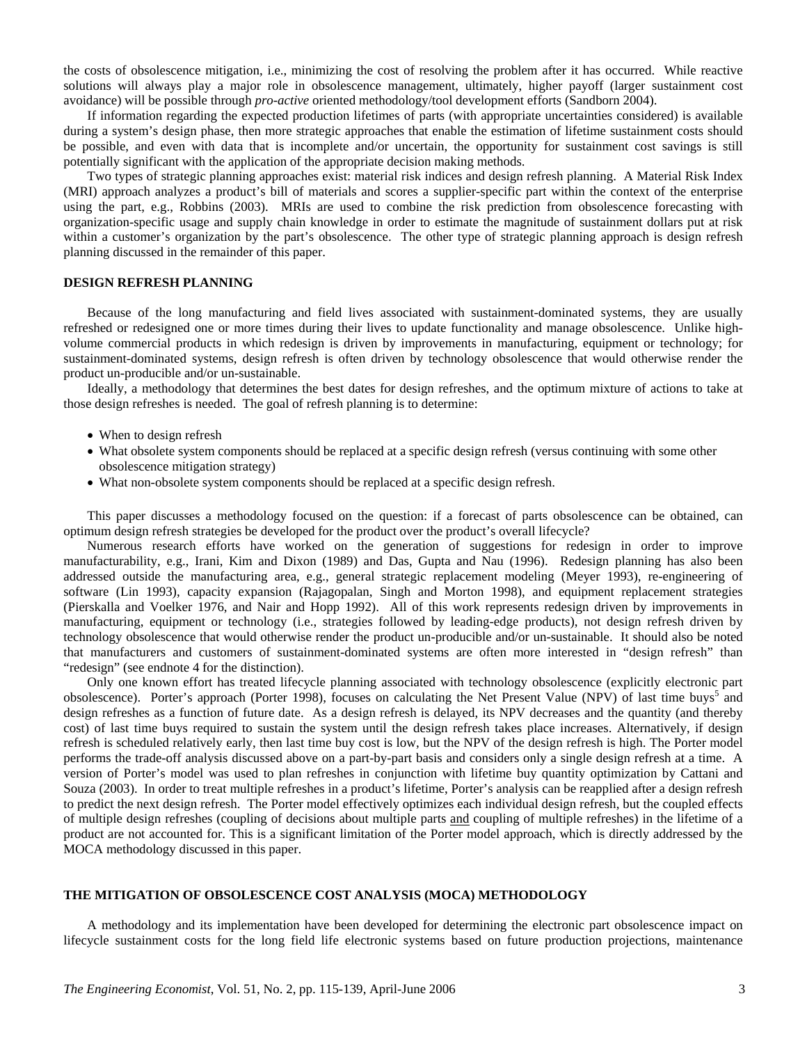the costs of obsolescence mitigation, i.e., minimizing the cost of resolving the problem after it has occurred. While reactive solutions will always play a major role in obsolescence management, ultimately, higher payoff (larger sustainment cost avoidance) will be possible through *pro-active* oriented methodology/tool development efforts (Sandborn 2004).

If information regarding the expected production lifetimes of parts (with appropriate uncertainties considered) is available during a system's design phase, then more strategic approaches that enable the estimation of lifetime sustainment costs should be possible, and even with data that is incomplete and/or uncertain, the opportunity for sustainment cost savings is still potentially significant with the application of the appropriate decision making methods.

Two types of strategic planning approaches exist: material risk indices and design refresh planning. A Material Risk Index (MRI) approach analyzes a product's bill of materials and scores a supplier-specific part within the context of the enterprise using the part, e.g., Robbins (2003). MRIs are used to combine the risk prediction from obsolescence forecasting with organization-specific usage and supply chain knowledge in order to estimate the magnitude of sustainment dollars put at risk within a customer's organization by the part's obsolescence. The other type of strategic planning approach is design refresh planning discussed in the remainder of this paper.

## DESIGN REFRESH PLANNING

Because of the long manufacturing and field lives associated with sustainment-dominated systems, they are usually refreshed or redesigned one or more times during their lives to update functionality and manage obsolescence. Unlike high-volume commercial products in which redesign is driven by improvements in manufacturing, equipment or technology; for sustainment-dominated systems, design refresh is often driven by technology obsolescence that would otherwise render the product un-producible and/or un-sustainable.

Ideally, a methodology that determines the best dates for design refreshes, and the optimum mixture of actions to take at those design refreshes is needed. The goal of refresh planning is to determine:

- When to design refresh
- What obsolete system components should be replaced at a specific design refresh (versus continuing with some other obsolescence mitigation strategy)
- What non-obsolete system components should be replaced at a specific design refresh.

This paper discusses a methodology focused on the question: if a forecast of parts obsolescence can be obtained, can optimum design refresh strategies be developed for the product over the product's overall lifecycle?

Numerous research efforts have worked on the generation of suggestions for redesign in order to improve manufacturability, e.g., Irani, Kim and Dixon (1989) and Das, Gupta and Nau (1996). Redesign planning has also been addressed outside the manufacturing area, e.g., general strategic replacement modeling (Meyer 1993), re-engineering of software (Lin 1993), capacity expansion (Rajagopalan, Singh and Morton 1998), and equipment replacement strategies (Pierskalla and Voelker 1976, and Nair and Hopp 1992). All of this work represents redesign driven by improvements in manufacturing, equipment or technology (i.e., strategies followed by leading-edge products), not design refresh driven by technology obsolescence that would otherwise render the product un-producible and/or un-sustainable. It should also be noted that manufacturers and customers of sustainment-dominated systems are often more interested in "design refresh" than "redesign" (see endnote 4 for the distinction).

Only one known effort has treated lifecycle planning associated with technology obsolescence (explicitly electronic part obsolescence). Porter's approach (Porter 1998), focuses on calculating the Net Present Value (NPV) of last time buys[5] and design refreshes as a function of future date. As a design refresh is delayed, its NPV decreases and the quantity (and thereby cost) of last time buys required to sustain the system until the design refresh takes place increases. Alternatively, if design refresh is scheduled relatively early, then last time buy cost is low, but the NPV of the design refresh is high. The Porter model performs the trade-off analysis discussed above on a part-by-part basis and considers only a single design refresh at a time. A version of Porter's model was used to plan refreshes in conjunction with lifetime buy quantity optimization by Cattani and Souza (2003). In order to treat multiple refreshes in a product's lifetime, Porter's analysis can be reapplied after a design refresh to predict the next design refresh. The Porter model effectively optimizes each individual design refresh, but the coupled effects of multiple design refreshes (coupling of decisions about multiple parts <u>and</u> coupling of multiple refreshes) in the lifetime of a product are not accounted for. This is a significant limitation of the Porter model approach, which is directly addressed by the MOCA methodology discussed in this paper.

## THE MITIGATION OF OBSOLESCENCE COST ANALYSIS (MOCA) METHODOLOGY

A methodology and its implementation have been developed for determining the electronic part obsolescence impact on lifecycle sustainment costs for the long field life electronic systems based on future production projections, maintenance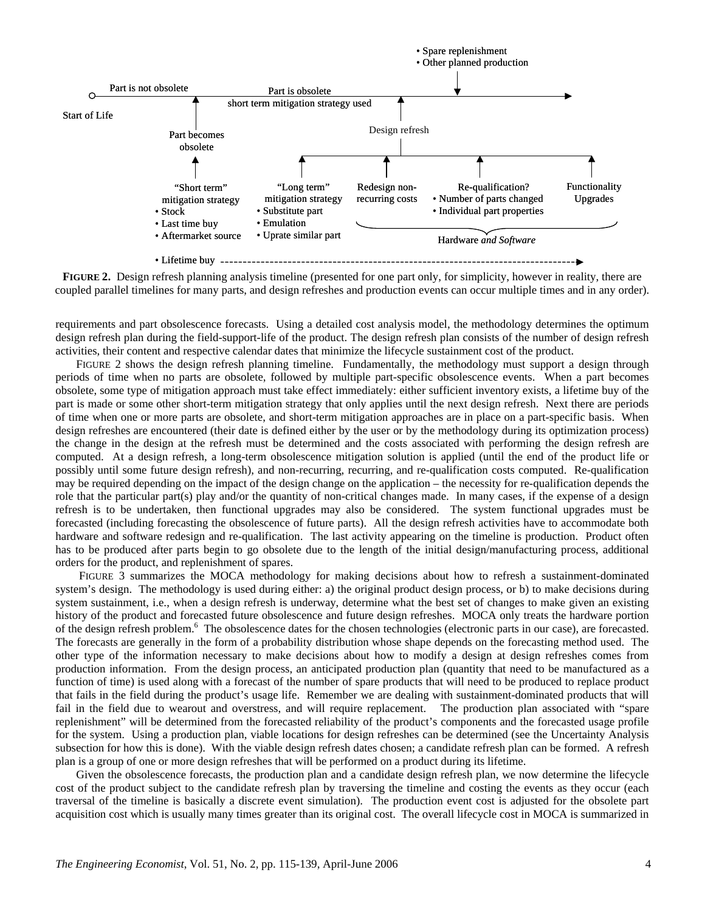**FIGURE 2.** Design refresh planning analysis timeline (presented for one part only, for simplicity, however in reality, there are coupled parallel timelines for many parts, and design refreshes and production events can occur multiple times and in any order).

requirements and part obsolescence forecasts. Using a detailed cost analysis model, the methodology determines the optimum design refresh plan during the field-support-life of the product. The design refresh plan consists of the number of design refresh activities, their content and respective calendar dates that minimize the lifecycle sustainment cost of the product.

FIGURE 2 shows the design refresh planning timeline. Fundamentally, the methodology must support a design through periods of time when no parts are obsolete, followed by multiple part-specific obsolescence events. When a part becomes obsolete, some type of mitigation approach must take effect immediately: either sufficient inventory exists, a lifetime buy of the part is made or some other short-term mitigation strategy that only applies until the next design refresh. Next there are periods of time when one or more parts are obsolete, and short-term mitigation approaches are in place on a part-specific basis. When design refreshes are encountered (their date is defined either by the user or by the methodology during its optimization process) the change in the design at the refresh must be determined and the costs associated with performing the design refresh are computed. At a design refresh, a long-term obsolescence mitigation solution is applied (until the end of the product life or possibly until some future design refresh), and non-recurring, recurring, and re-qualification costs computed. Re-qualification may be required depending on the impact of the design change on the application – the necessity for re-qualification depends the role that the particular part(s) play and/or the quantity of non-critical changes made. In many cases, if the expense of a design refresh is to be undertaken, then functional upgrades may also be considered. The system functional upgrades must be forecasted (including forecasting the obsolescence of future parts). All the design refresh activities have to accommodate both hardware and software redesign and re-qualification. The last activity appearing on the timeline is production. Product often has to be produced after parts begin to go obsolete due to the length of the initial design/manufacturing process, additional orders for the product, and replenishment of spares.

FIGURE 3 summarizes the MOCA methodology for making decisions about how to refresh a sustainment-dominated system's design. The methodology is used during either: a) the original product design process, or b) to make decisions during system sustainment, i.e., when a design refresh is underway, determine what the best set of changes to make given an existing history of the product and forecasted future obsolescence and future design refreshes. MOCA only treats the hardware portion of the design refresh problem.[6] The obsolescence dates for the chosen technologies (electronic parts in our case), are forecasted. The forecasts are generally in the form of a probability distribution whose shape depends on the forecasting method used. The other type of the information necessary to make decisions about how to modify a design at design refreshes comes from production information. From the design process, an anticipated production plan (quantity that need to be manufactured as a function of time) is used along with a forecast of the number of spare products that will need to be produced to replace product that fails in the field during the product's usage life. Remember we are dealing with sustainment-dominated products that will fail in the field due to wearout and overstress, and will require replacement. The production plan associated with "spare replenishment" will be determined from the forecasted reliability of the product's components and the forecasted usage profile for the system. Using a production plan, viable locations for design refreshes can be determined (see the Uncertainty Analysis subsection for how this is done). With the viable design refresh dates chosen; a candidate refresh plan can be formed. A refresh plan is a group of one or more design refreshes that will be performed on a product during its lifetime.

Given the obsolescence forecasts, the production plan and a candidate design refresh plan, we now determine the lifecycle cost of the product subject to the candidate refresh plan by traversing the timeline and costing the events as they occur (each traversal of the timeline is basically a discrete event simulation). The production event cost is adjusted for the obsolete part acquisition cost which is usually many times greater than its original cost. The overall lifecycle cost in MOCA is summarized in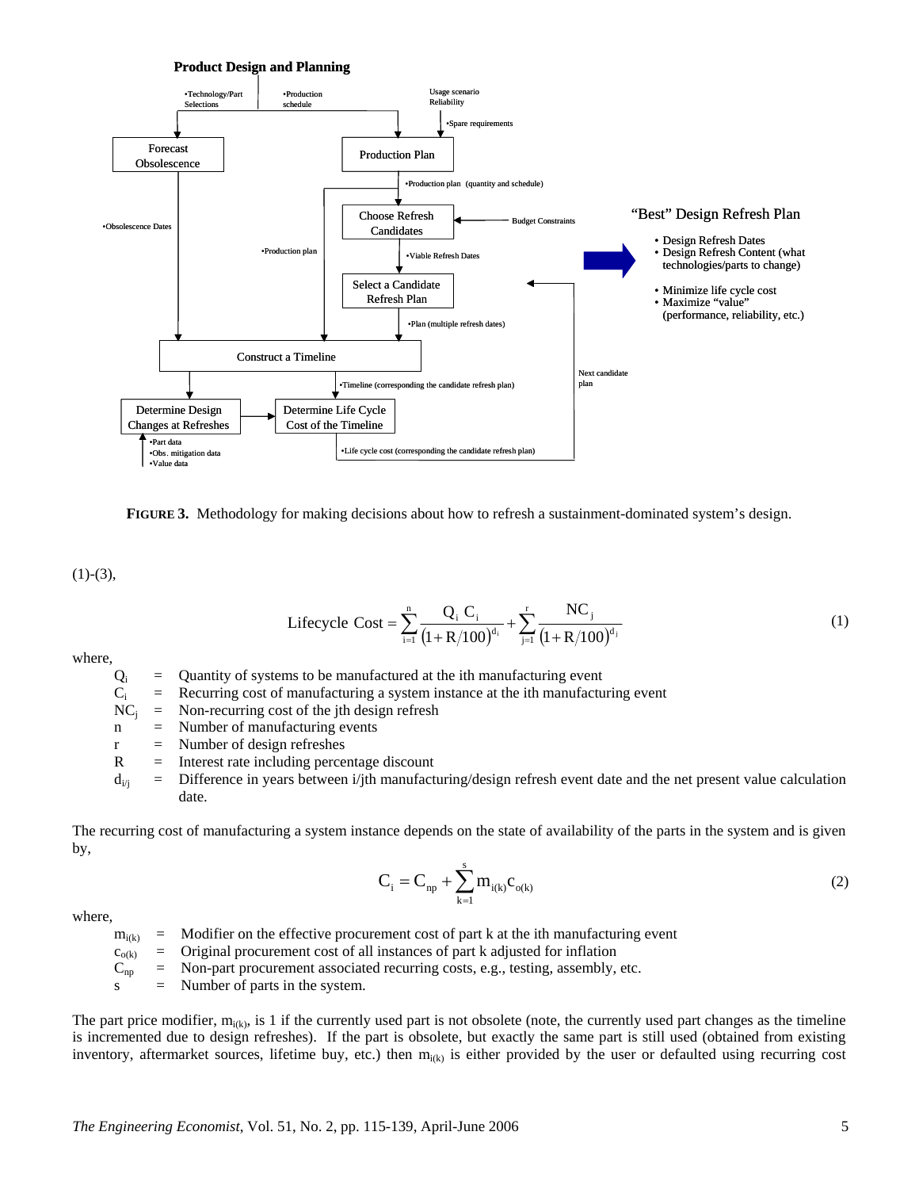**Figure 3.** Methodology for making decisions about how to refresh a sustainment-dominated system's design.

(1)-(3),

$$\text{Lifecycle Cost} = \sum_{i=1}^{n} \frac{Q_i\ C_i}{(1+R/100)^{d_i}} + \sum_{j=1}^{r} \frac{NC_j}{(1+R/100)^{d_j}} \tag{1}$$

where,

- $Q_i$ = Quantity of systems to be manufactured at the ith manufacturing event
- $C_i$ = Recurring cost of manufacturing a system instance at the ith manufacturing event
- $NC_j$ = Non-recurring cost of the jth design refresh
- $n$ = Number of manufacturing events
- $r$ = Number of design refreshes
- $R$ = Interest rate including percentage discount
- $d_{i/j}$ = Difference in years between i/jth manufacturing/design refresh event date and the net present value calculation date.

The recurring cost of manufacturing a system instance depends on the state of availability of the parts in the system and is given by,

$$C_i = C_{np} + \sum_{k=1}^{s} m_{i(k)} c_{o(k)} \tag{2}$$

where,

- $m_{i(k)}$ = Modifier on the effective procurement cost of part k at the ith manufacturing event
- $c_{o(k)}$ = Original procurement cost of all instances of part k adjusted for inflation
- $C_{np}$ = Non-part procurement associated recurring costs, e.g., testing, assembly, etc.
- $s$ = Number of parts in the system.

The part price modifier, $m_{i(k)}$, is 1 if the currently used part is not obsolete (note, the currently used part changes as the timeline is incremented due to design refreshes). If the part is obsolete, but exactly the same part is still used (obtained from existing inventory, aftermarket sources, lifetime buy, etc.) then $m_{i(k)}$ is either provided by the user or defaulted using recurring cost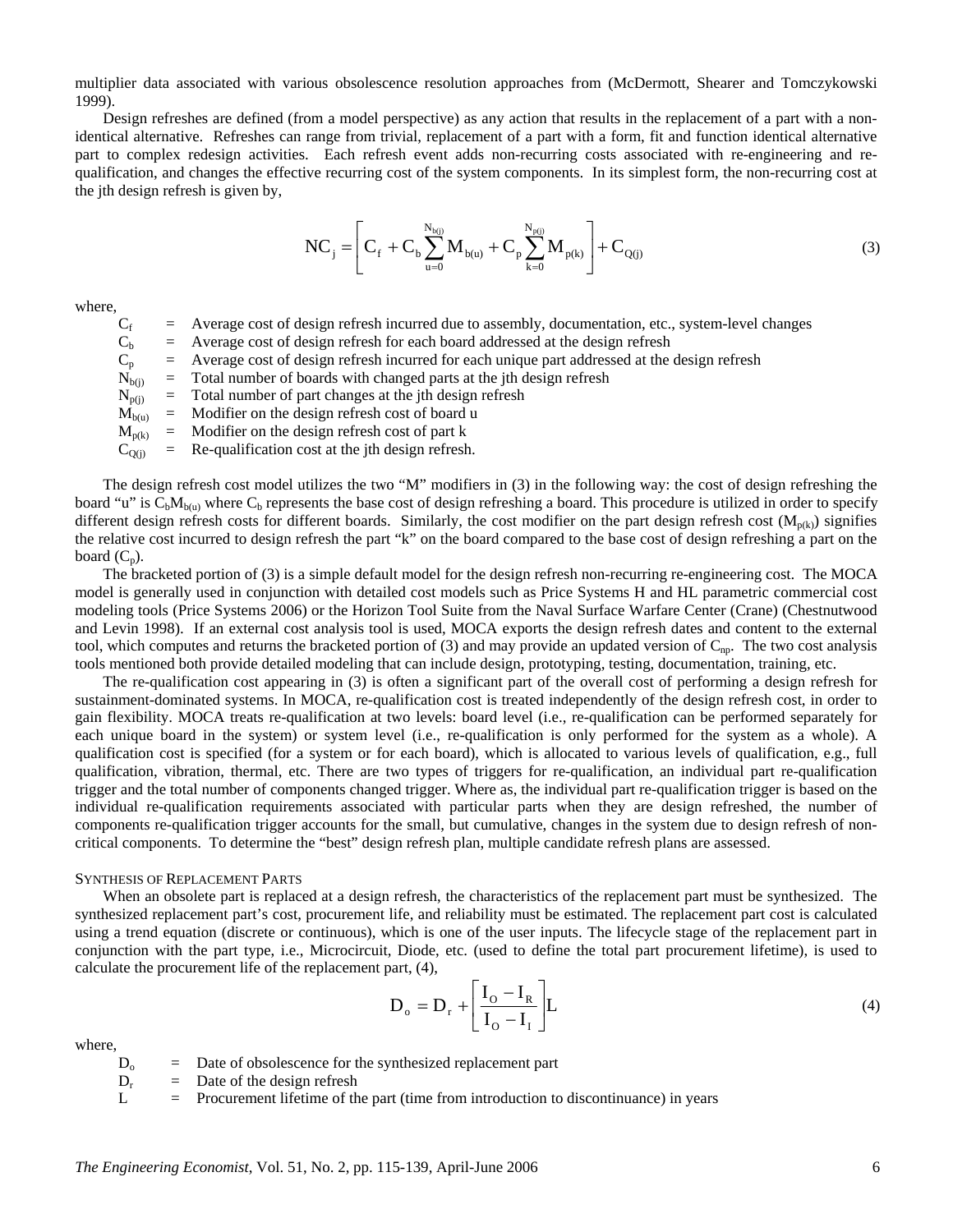multiplier data associated with various obsolescence resolution approaches from (McDermott, Shearer and Tomczykowski 1999).

Design refreshes are defined (from a model perspective) as any action that results in the replacement of a part with a non-identical alternative. Refreshes can range from trivial, replacement of a part with a form, fit and function identical alternative part to complex redesign activities. Each refresh event adds non-recurring costs associated with re-engineering and re-qualification, and changes the effective recurring cost of the system components. In its simplest form, the non-recurring cost at the jth design refresh is given by,

$$NC_j = \left[ C_f + C_b \sum_{u=0}^{N_{b(j)}} M_{b(u)} + C_p \sum_{k=0}^{N_{p(j)}} M_{p(k)} \right] + C_{Q(j)} \tag{3}$$

where,

- $C_f$ = Average cost of design refresh incurred due to assembly, documentation, etc., system-level changes
- $C_b$ = Average cost of design refresh for each board addressed at the design refresh
- $C_p$ = Average cost of design refresh incurred for each unique part addressed at the design refresh
- $N_{b(j)}$ = Total number of boards with changed parts at the jth design refresh
- $N_{p(j)}$ = Total number of part changes at the jth design refresh
- $M_{b(u)}$ = Modifier on the design refresh cost of board u
- $M_{p(k)}$ = Modifier on the design refresh cost of part k
- $C_{Q(j)}$ = Re-qualification cost at the jth design refresh.

The design refresh cost model utilizes the two "M" modifiers in (3) in the following way: the cost of design refreshing the board "u" is $C_bM_{b(u)}$ where $C_b$ represents the base cost of design refreshing a board. This procedure is utilized in order to specify different design refresh costs for different boards. Similarly, the cost modifier on the part design refresh cost ($M_{p(k)}$) signifies the relative cost incurred to design refresh the part "k" on the board compared to the base cost of design refreshing a part on the board ($C_p$).

The bracketed portion of (3) is a simple default model for the design refresh non-recurring re-engineering cost. The MOCA model is generally used in conjunction with detailed cost models such as Price Systems H and HL parametric commercial cost modeling tools (Price Systems 2006) or the Horizon Tool Suite from the Naval Surface Warfare Center (Crane) (Chestnutwood and Levin 1998). If an external cost analysis tool is used, MOCA exports the design refresh dates and content to the external tool, which computes and returns the bracketed portion of (3) and may provide an updated version of $C_{np}$. The two cost analysis tools mentioned both provide detailed modeling that can include design, prototyping, testing, documentation, training, etc.

The re-qualification cost appearing in (3) is often a significant part of the overall cost of performing a design refresh for sustainment-dominated systems. In MOCA, re-qualification cost is treated independently of the design refresh cost, in order to gain flexibility. MOCA treats re-qualification at two levels: board level (i.e., re-qualification can be performed separately for each unique board in the system) or system level (i.e., re-qualification is only performed for the system as a whole). A qualification cost is specified (for a system or for each board), which is allocated to various levels of qualification, e.g., full qualification, vibration, thermal, etc. There are two types of triggers for re-qualification, an individual part re-qualification trigger and the total number of components changed trigger. Where as, the individual part re-qualification trigger is based on the individual re-qualification requirements associated with particular parts when they are design refreshed, the number of components re-qualification trigger accounts for the small, but cumulative, changes in the system due to design refresh of non-critical components. To determine the "best" design refresh plan, multiple candidate refresh plans are assessed.

### SYNTHESIS OF REPLACEMENT PARTS

When an obsolete part is replaced at a design refresh, the characteristics of the replacement part must be synthesized. The synthesized replacement part's cost, procurement life, and reliability must be estimated. The replacement part cost is calculated using a trend equation (discrete or continuous), which is one of the user inputs. The lifecycle stage of the replacement part in conjunction with the part type, i.e., Microcircuit, Diode, etc. (used to define the total part procurement lifetime), is used to calculate the procurement life of the replacement part, (4),

$$D_o = D_r + \left[ \frac{I_O - I_R}{I_O - I_I} \right] L \tag{4}$$

where,

- $D_o$ = Date of obsolescence for the synthesized replacement part
- $D_r$ = Date of the design refresh
- $L$ = Procurement lifetime of the part (time from introduction to discontinuance) in years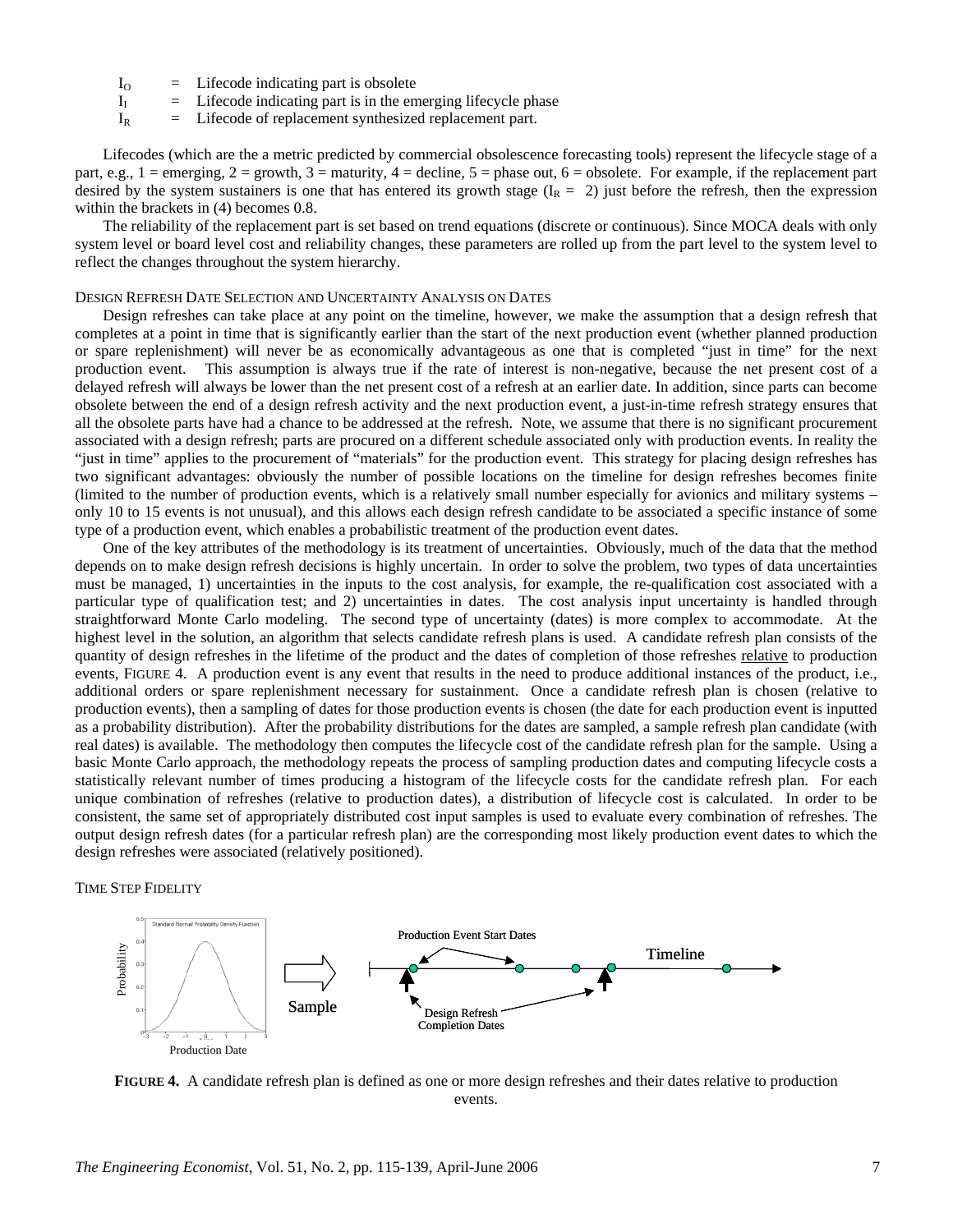$I_O$ = Lifecode indicating part is obsolete

$I_I$ = Lifecode indicating part is in the emerging lifecycle phase

$I_R$ = Lifecode of replacement synthesized replacement part.

Lifecodes (which are the a metric predicted by commercial obsolescence forecasting tools) represent the lifecycle stage of a part, e.g., 1 = emerging, 2 = growth, 3 = maturity, 4 = decline, 5 = phase out, 6 = obsolete. For example, if the replacement part desired by the system sustainers is one that has entered its growth stage ($I_R$ = 2) just before the refresh, then the expression within the brackets in (4) becomes 0.8.

The reliability of the replacement part is set based on trend equations (discrete or continuous). Since MOCA deals with only system level or board level cost and reliability changes, these parameters are rolled up from the part level to the system level to reflect the changes throughout the system hierarchy.

### Design Refresh Date Selection and Uncertainty Analysis on Dates

Design refreshes can take place at any point on the timeline, however, we make the assumption that a design refresh that completes at a point in time that is significantly earlier than the start of the next production event (whether planned production or spare replenishment) will never be as economically advantageous as one that is completed "just in time" for the next production event. This assumption is always true if the rate of interest is non-negative, because the net present cost of a delayed refresh will always be lower than the net present cost of a refresh at an earlier date. In addition, since parts can become obsolete between the end of a design refresh activity and the next production event, a just-in-time refresh strategy ensures that all the obsolete parts have had a chance to be addressed at the refresh. Note, we assume that there is no significant procurement associated with a design refresh; parts are procured on a different schedule associated only with production events. In reality the "just in time" applies to the procurement of "materials" for the production event. This strategy for placing design refreshes has two significant advantages: obviously the number of possible locations on the timeline for design refreshes becomes finite (limited to the number of production events, which is a relatively small number especially for avionics and military systems – only 10 to 15 events is not unusual), and this allows each design refresh candidate to be associated a specific instance of some type of a production event, which enables a probabilistic treatment of the production event dates.

One of the key attributes of the methodology is its treatment of uncertainties. Obviously, much of the data that the method depends on to make design refresh decisions is highly uncertain. In order to solve the problem, two types of data uncertainties must be managed, 1) uncertainties in the inputs to the cost analysis, for example, the re-qualification cost associated with a particular type of qualification test; and 2) uncertainties in dates. The cost analysis input uncertainty is handled through straightforward Monte Carlo modeling. The second type of uncertainty (dates) is more complex to accommodate. At the highest level in the solution, an algorithm that selects candidate refresh plans is used. A candidate refresh plan consists of the quantity of design refreshes in the lifetime of the product and the dates of completion of those refreshes relative to production events, Figure 4. A production event is any event that results in the need to produce additional instances of the product, i.e., additional orders or spare replenishment necessary for sustainment. Once a candidate refresh plan is chosen (relative to production events), then a sampling of dates for those production events is chosen (the date for each production event is inputted as a probability distribution). After the probability distributions for the dates are sampled, a sample refresh plan candidate (with real dates) is available. The methodology then computes the lifecycle cost of the candidate refresh plan for the sample. Using a basic Monte Carlo approach, the methodology repeats the process of sampling production dates and computing lifecycle costs a statistically relevant number of times producing a histogram of the lifecycle costs for the candidate refresh plan. For each unique combination of refreshes (relative to production dates), a distribution of lifecycle cost is calculated. In order to be consistent, the same set of appropriately distributed cost input samples is used to evaluate every combination of refreshes. The output design refresh dates (for a particular refresh plan) are the corresponding most likely production event dates to which the design refreshes were associated (relatively positioned).

### Time Step Fidelity

Standard Normal Probability Density Function

Probability

Production Date

Sample

Production Event Start Dates

Timeline

Design Refresh Completion Dates

**Figure 4.** A candidate refresh plan is defined as one or more design refreshes and their dates relative to production events.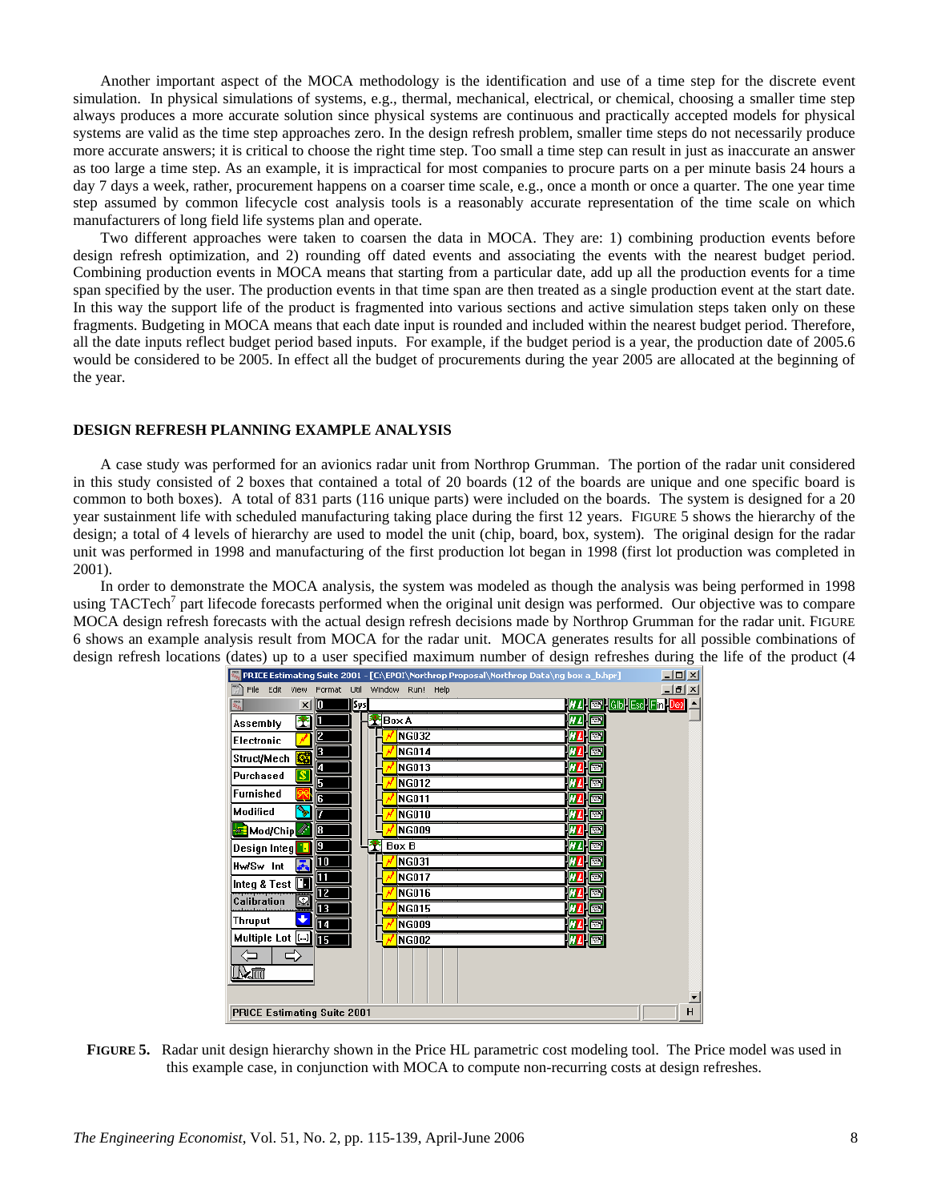Another important aspect of the MOCA methodology is the identification and use of a time step for the discrete event simulation. In physical simulations of systems, e.g., thermal, mechanical, electrical, or chemical, choosing a smaller time step always produces a more accurate solution since physical systems are continuous and practically accepted models for physical systems are valid as the time step approaches zero. In the design refresh problem, smaller time steps do not necessarily produce more accurate answers; it is critical to choose the right time step. Too small a time step can result in just as inaccurate an answer as too large a time step. As an example, it is impractical for most companies to procure parts on a per minute basis 24 hours a day 7 days a week, rather, procurement happens on a coarser time scale, e.g., once a month or once a quarter. The one year time step assumed by common lifecycle cost analysis tools is a reasonably accurate representation of the time scale on which manufacturers of long field life systems plan and operate.

Two different approaches were taken to coarsen the data in MOCA. They are: 1) combining production events before design refresh optimization, and 2) rounding off dated events and associating the events with the nearest budget period. Combining production events in MOCA means that starting from a particular date, add up all the production events for a time span specified by the user. The production events in that time span are then treated as a single production event at the start date. In this way the support life of the product is fragmented into various sections and active simulation steps taken only on these fragments. Budgeting in MOCA means that each date input is rounded and included within the nearest budget period. Therefore, all the date inputs reflect budget period based inputs. For example, if the budget period is a year, the production date of 2005.6 would be considered to be 2005. In effect all the budget of procurements during the year 2005 are allocated at the beginning of the year.

## DESIGN REFRESH PLANNING EXAMPLE ANALYSIS

A case study was performed for an avionics radar unit from Northrop Grumman. The portion of the radar unit considered in this study consisted of 2 boxes that contained a total of 20 boards (12 of the boards are unique and one specific board is common to both boxes). A total of 831 parts (116 unique parts) were included on the boards. The system is designed for a 20 year sustainment life with scheduled manufacturing taking place during the first 12 years. FIGURE 5 shows the hierarchy of the design; a total of 4 levels of hierarchy are used to model the unit (chip, board, box, system). The original design for the radar unit was performed in 1998 and manufacturing of the first production lot began in 1998 (first lot production was completed in 2001).

In order to demonstrate the MOCA analysis, the system was modeled as though the analysis was being performed in 1998 using TACTech[7] part lifecode forecasts performed when the original unit design was performed. Our objective was to compare MOCA design refresh forecasts with the actual design refresh decisions made by Northrop Grumman for the radar unit. FIGURE 6 shows an example analysis result from MOCA for the radar unit. MOCA generates results for all possible combinations of design refresh locations (dates) up to a user specified maximum number of design refreshes during the life of the product (4

**FIGURE 5.** Radar unit design hierarchy shown in the Price HL parametric cost modeling tool. The Price model was used in this example case, in conjunction with MOCA to compute non-recurring costs at design refreshes.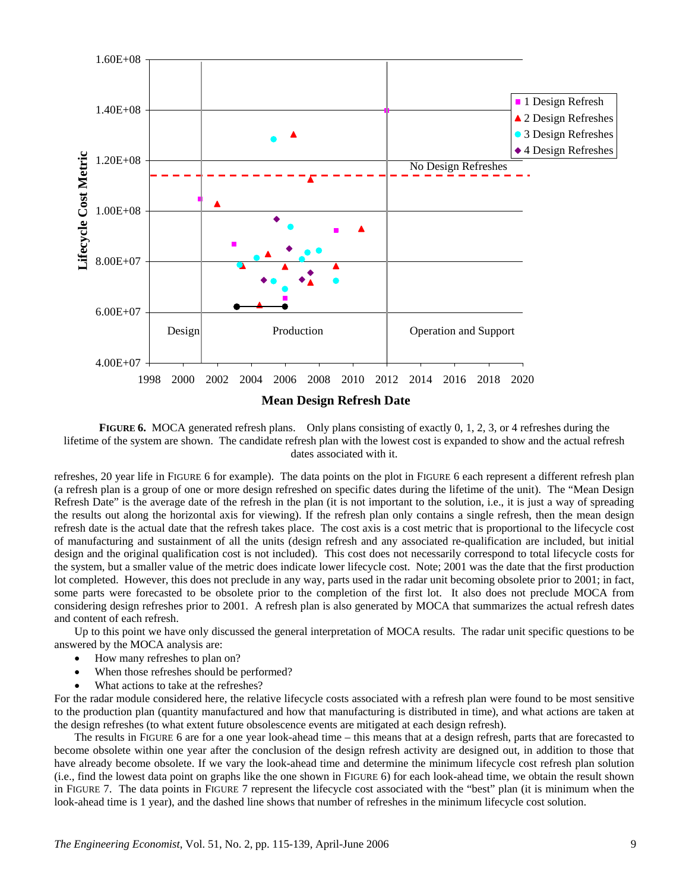**FIGURE 6.** MOCA generated refresh plans. Only plans consisting of exactly 0, 1, 2, 3, or 4 refreshes during the lifetime of the system are shown. The candidate refresh plan with the lowest cost is expanded to show and the actual refresh dates associated with it.

refreshes, 20 year life in FIGURE 6 for example). The data points on the plot in FIGURE 6 each represent a different refresh plan (a refresh plan is a group of one or more design refreshed on specific dates during the lifetime of the unit). The "Mean Design Refresh Date" is the average date of the refresh in the plan (it is not important to the solution, i.e., it is just a way of spreading the results out along the horizontal axis for viewing). If the refresh plan only contains a single refresh, then the mean design refresh date is the actual date that the refresh takes place. The cost axis is a cost metric that is proportional to the lifecycle cost of manufacturing and sustainment of all the units (design refresh and any associated re-qualification are included, but initial design and the original qualification cost is not included). This cost does not necessarily correspond to total lifecycle costs for the system, but a smaller value of the metric does indicate lower lifecycle cost. Note; 2001 was the date that the first production lot completed. However, this does not preclude in any way, parts used in the radar unit becoming obsolete prior to 2001; in fact, some parts were forecasted to be obsolete prior to the completion of the first lot. It also does not preclude MOCA from considering design refreshes prior to 2001. A refresh plan is also generated by MOCA that summarizes the actual refresh dates and content of each refresh.

Up to this point we have only discussed the general interpretation of MOCA results. The radar unit specific questions to be answered by the MOCA analysis are:

- How many refreshes to plan on?
- When those refreshes should be performed?
- What actions to take at the refreshes?

For the radar module considered here, the relative lifecycle costs associated with a refresh plan were found to be most sensitive to the production plan (quantity manufactured and how that manufacturing is distributed in time), and what actions are taken at the design refreshes (to what extent future obsolescence events are mitigated at each design refresh).

The results in FIGURE 6 are for a one year look-ahead time – this means that at a design refresh, parts that are forecasted to become obsolete within one year after the conclusion of the design refresh activity are designed out, in addition to those that have already become obsolete. If we vary the look-ahead time and determine the minimum lifecycle cost refresh plan solution (i.e., find the lowest data point on graphs like the one shown in FIGURE 6) for each look-ahead time, we obtain the result shown in FIGURE 7. The data points in FIGURE 7 represent the lifecycle cost associated with the "best" plan (it is minimum when the look-ahead time is 1 year), and the dashed line shows that number of refreshes in the minimum lifecycle cost solution.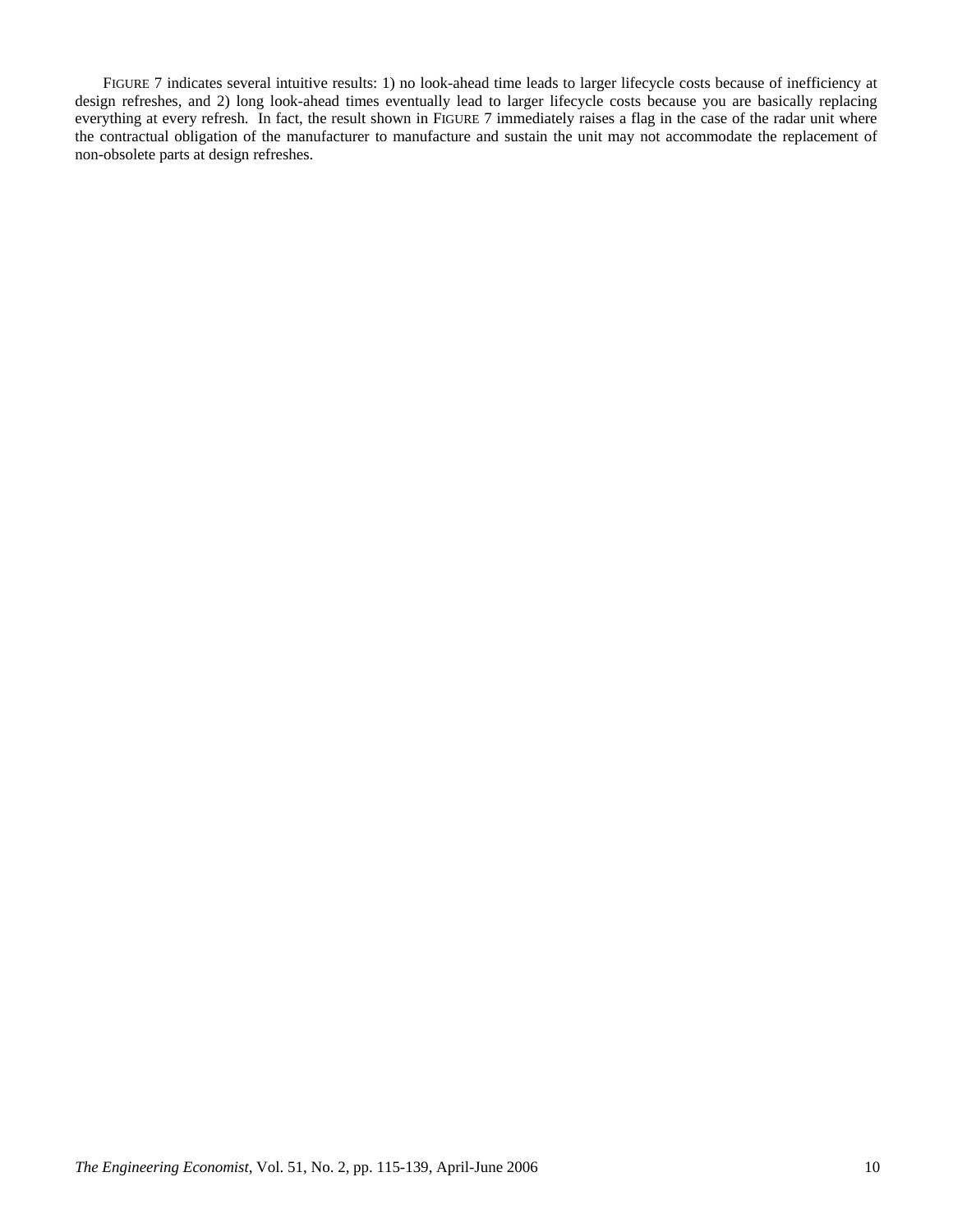FIGURE 7 indicates several intuitive results: 1) no look-ahead time leads to larger lifecycle costs because of inefficiency at design refreshes, and 2) long look-ahead times eventually lead to larger lifecycle costs because you are basically replacing everything at every refresh. In fact, the result shown in FIGURE 7 immediately raises a flag in the case of the radar unit where the contractual obligation of the manufacturer to manufacture and sustain the unit may not accommodate the replacement of non-obsolete parts at design refreshes.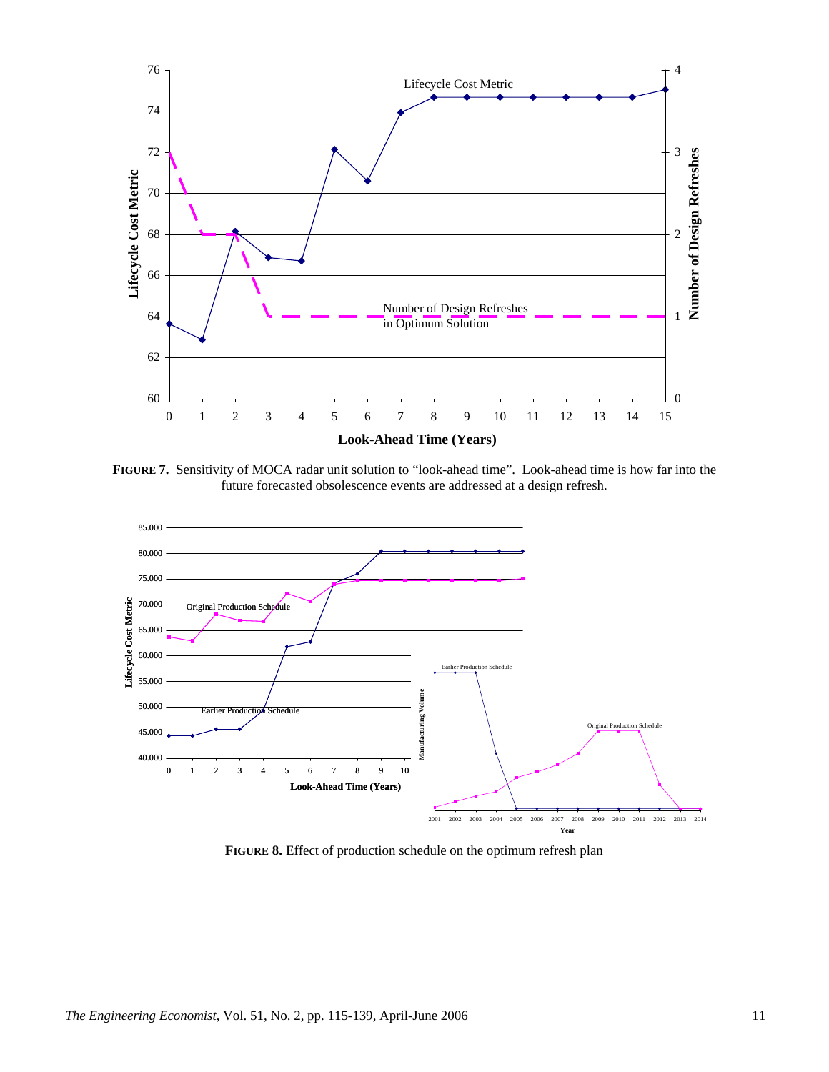**FIGURE 7.** Sensitivity of MOCA radar unit solution to "look-ahead time". Look-ahead time is how far into the future forecasted obsolescence events are addressed at a design refresh.

**FIGURE 8.** Effect of production schedule on the optimum refresh plan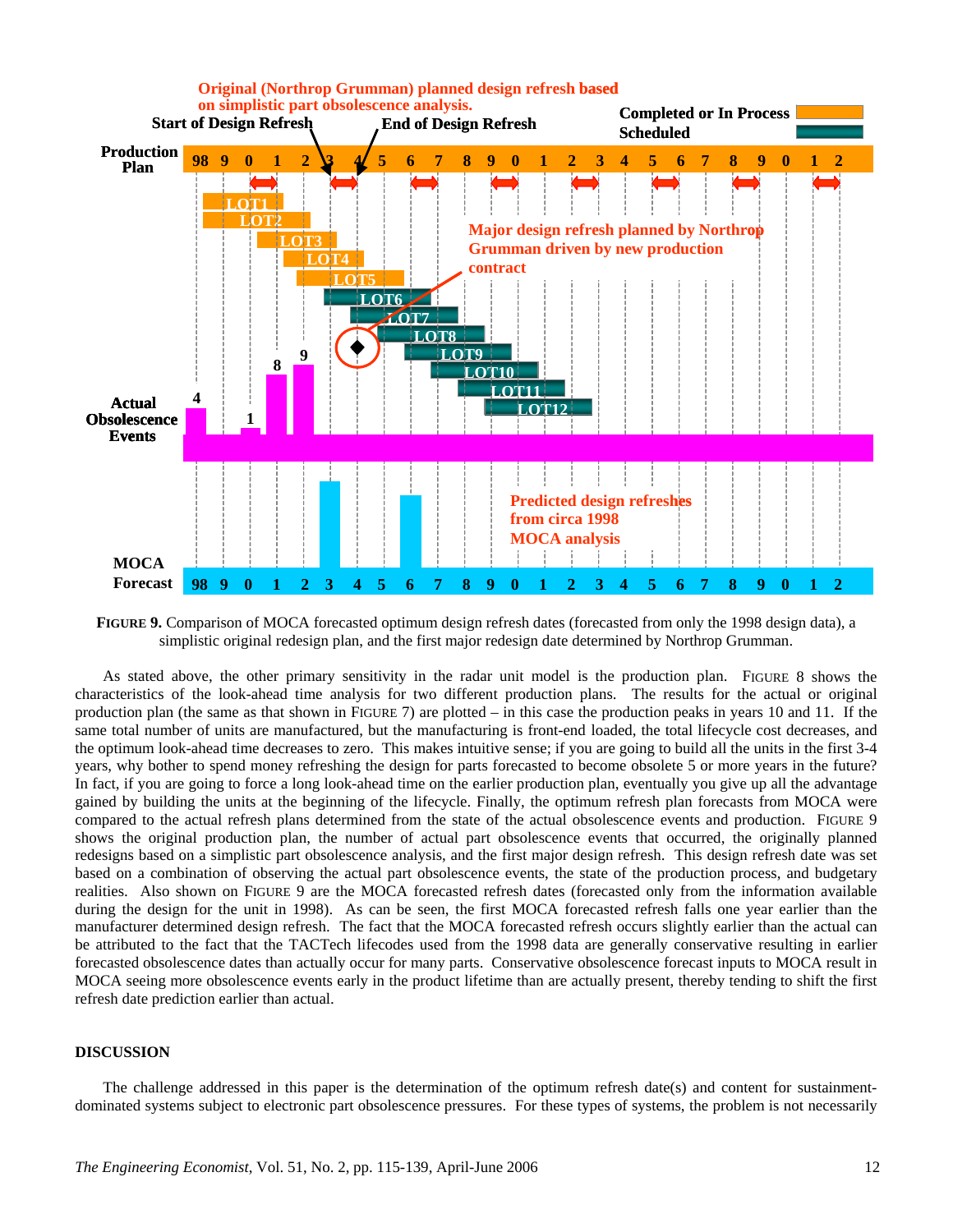**FIGURE 9.** Comparison of MOCA forecasted optimum design refresh dates (forecasted from only the 1998 design data), a simplistic original redesign plan, and the first major redesign date determined by Northrop Grumman.

As stated above, the other primary sensitivity in the radar unit model is the production plan. FIGURE 8 shows the characteristics of the look-ahead time analysis for two different production plans. The results for the actual or original production plan (the same as that shown in FIGURE 7) are plotted – in this case the production peaks in years 10 and 11. If the same total number of units are manufactured, but the manufacturing is front-end loaded, the total lifecycle cost decreases, and the optimum look-ahead time decreases to zero. This makes intuitive sense; if you are going to build all the units in the first 3-4 years, why bother to spend money refreshing the design for parts forecasted to become obsolete 5 or more years in the future? In fact, if you are going to force a long look-ahead time on the earlier production plan, eventually you give up all the advantage gained by building the units at the beginning of the lifecycle. Finally, the optimum refresh plan forecasts from MOCA were compared to the actual refresh plans determined from the state of the actual obsolescence events and production. FIGURE 9 shows the original production plan, the number of actual part obsolescence events that occurred, the originally planned redesigns based on a simplistic part obsolescence analysis, and the first major design refresh. This design refresh date was set based on a combination of observing the actual part obsolescence events, the state of the production process, and budgetary realities. Also shown on FIGURE 9 are the MOCA forecasted refresh dates (forecasted only from the information available during the design for the unit in 1998). As can be seen, the first MOCA forecasted refresh falls one year earlier than the manufacturer determined design refresh. The fact that the MOCA forecasted refresh occurs slightly earlier than the actual can be attributed to the fact that the TACTech lifecodes used from the 1998 data are generally conservative resulting in earlier forecasted obsolescence dates than actually occur for many parts. Conservative obsolescence forecast inputs to MOCA result in MOCA seeing more obsolescence events early in the product lifetime than are actually present, thereby tending to shift the first refresh date prediction earlier than actual.

## DISCUSSION

The challenge addressed in this paper is the determination of the optimum refresh date(s) and content for sustainment-dominated systems subject to electronic part obsolescence pressures. For these types of systems, the problem is not necessarily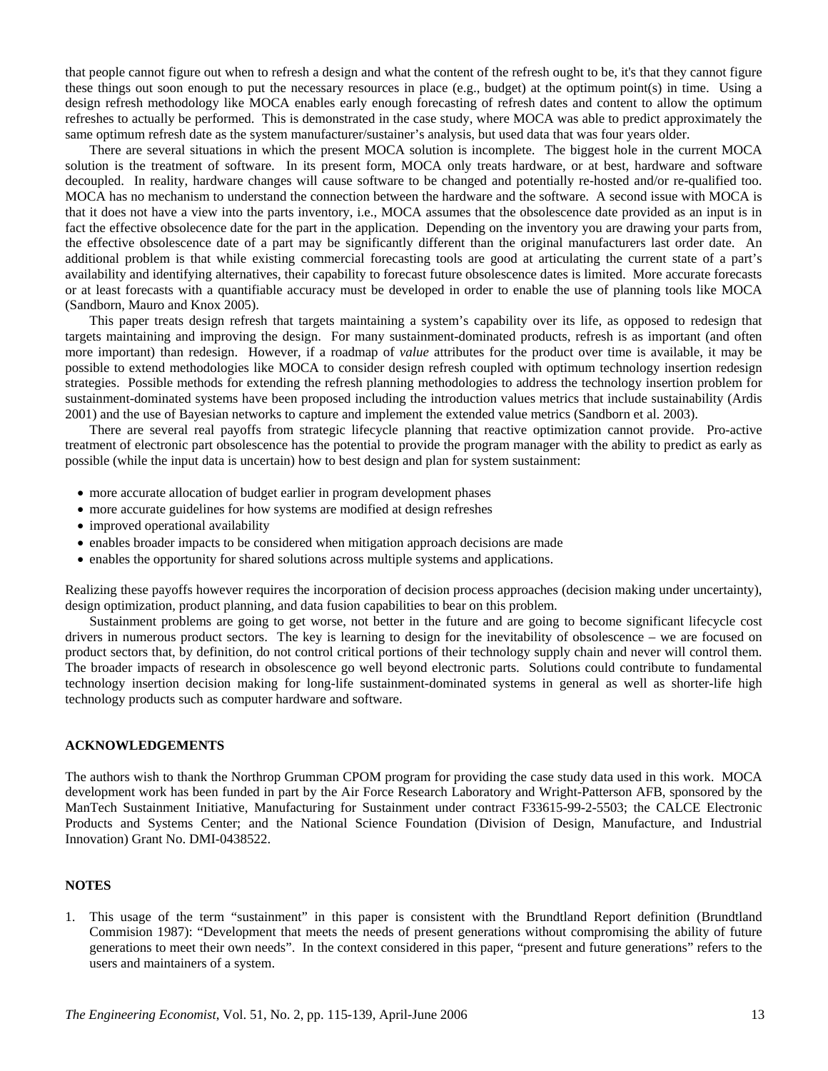that people cannot figure out when to refresh a design and what the content of the refresh ought to be, it's that they cannot figure these things out soon enough to put the necessary resources in place (e.g., budget) at the optimum point(s) in time. Using a design refresh methodology like MOCA enables early enough forecasting of refresh dates and content to allow the optimum refreshes to actually be performed. This is demonstrated in the case study, where MOCA was able to predict approximately the same optimum refresh date as the system manufacturer/sustainer's analysis, but used data that was four years older.

There are several situations in which the present MOCA solution is incomplete. The biggest hole in the current MOCA solution is the treatment of software. In its present form, MOCA only treats hardware, or at best, hardware and software decoupled. In reality, hardware changes will cause software to be changed and potentially re-hosted and/or re-qualified too. MOCA has no mechanism to understand the connection between the hardware and the software. A second issue with MOCA is that it does not have a view into the parts inventory, i.e., MOCA assumes that the obsolescence date provided as an input is in fact the effective obsolecence date for the part in the application. Depending on the inventory you are drawing your parts from, the effective obsolescence date of a part may be significantly different than the original manufacturers last order date. An additional problem is that while existing commercial forecasting tools are good at articulating the current state of a part's availability and identifying alternatives, their capability to forecast future obsolescence dates is limited. More accurate forecasts or at least forecasts with a quantifiable accuracy must be developed in order to enable the use of planning tools like MOCA (Sandborn, Mauro and Knox 2005).

This paper treats design refresh that targets maintaining a system's capability over its life, as opposed to redesign that targets maintaining and improving the design. For many sustainment-dominated products, refresh is as important (and often more important) than redesign. However, if a roadmap of *value* attributes for the product over time is available, it may be possible to extend methodologies like MOCA to consider design refresh coupled with optimum technology insertion redesign strategies. Possible methods for extending the refresh planning methodologies to address the technology insertion problem for sustainment-dominated systems have been proposed including the introduction values metrics that include sustainability (Ardis 2001) and the use of Bayesian networks to capture and implement the extended value metrics (Sandborn et al. 2003).

There are several real payoffs from strategic lifecycle planning that reactive optimization cannot provide. Pro-active treatment of electronic part obsolescence has the potential to provide the program manager with the ability to predict as early as possible (while the input data is uncertain) how to best design and plan for system sustainment:

- more accurate allocation of budget earlier in program development phases
- more accurate guidelines for how systems are modified at design refreshes
- improved operational availability
- enables broader impacts to be considered when mitigation approach decisions are made
- enables the opportunity for shared solutions across multiple systems and applications.

Realizing these payoffs however requires the incorporation of decision process approaches (decision making under uncertainty), design optimization, product planning, and data fusion capabilities to bear on this problem.

Sustainment problems are going to get worse, not better in the future and are going to become significant lifecycle cost drivers in numerous product sectors. The key is learning to design for the inevitability of obsolescence – we are focused on product sectors that, by definition, do not control critical portions of their technology supply chain and never will control them. The broader impacts of research in obsolescence go well beyond electronic parts. Solutions could contribute to fundamental technology insertion decision making for long-life sustainment-dominated systems in general as well as shorter-life high technology products such as computer hardware and software.

## ACKNOWLEDGEMENTS

The authors wish to thank the Northrop Grumman CPOM program for providing the case study data used in this work. MOCA development work has been funded in part by the Air Force Research Laboratory and Wright-Patterson AFB, sponsored by the ManTech Sustainment Initiative, Manufacturing for Sustainment under contract F33615-99-2-5503; the CALCE Electronic Products and Systems Center; and the National Science Foundation (Division of Design, Manufacture, and Industrial Innovation) Grant No. DMI-0438522.

## NOTES

1. This usage of the term "sustainment" in this paper is consistent with the Brundtland Report definition (Brundtland Commision 1987): "Development that meets the needs of present generations without compromising the ability of future generations to meet their own needs". In the context considered in this paper, "present and future generations" refers to the users and maintainers of a system.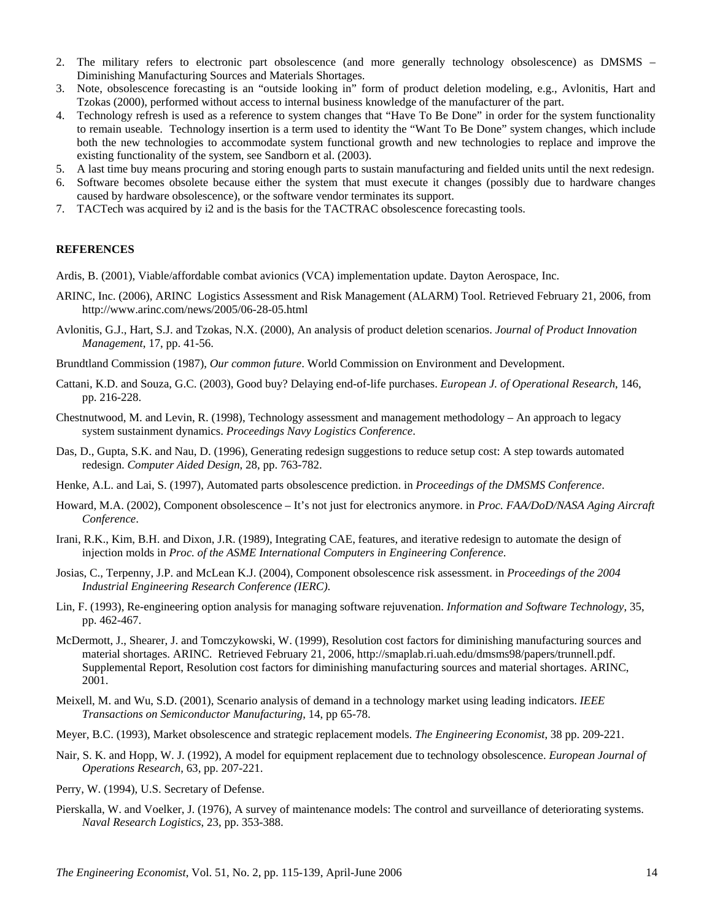2. The military refers to electronic part obsolescence (and more generally technology obsolescence) as DMSMS – Diminishing Manufacturing Sources and Materials Shortages.
3. Note, obsolescence forecasting is an "outside looking in" form of product deletion modeling, e.g., Avlonitis, Hart and Tzokas (2000), performed without access to internal business knowledge of the manufacturer of the part.
4. Technology refresh is used as a reference to system changes that "Have To Be Done" in order for the system functionality to remain useable. Technology insertion is a term used to identity the "Want To Be Done" system changes, which include both the new technologies to accommodate system functional growth and new technologies to replace and improve the existing functionality of the system, see Sandborn et al. (2003).
5. A last time buy means procuring and storing enough parts to sustain manufacturing and fielded units until the next redesign.
6. Software becomes obsolete because either the system that must execute it changes (possibly due to hardware changes caused by hardware obsolescence), or the software vendor terminates its support.
7. TACTech was acquired by i2 and is the basis for the TACTRAC obsolescence forecasting tools.

## REFERENCES

Ardis, B. (2001), Viable/affordable combat avionics (VCA) implementation update. Dayton Aerospace, Inc.

ARINC, Inc. (2006), ARINC Logistics Assessment and Risk Management (ALARM) Tool. Retrieved February 21, 2006, from http://www.arinc.com/news/2005/06-28-05.html

Avlonitis, G.J., Hart, S.J. and Tzokas, N.X. (2000), An analysis of product deletion scenarios. *Journal of Product Innovation Management*, 17, pp. 41-56.

Brundtland Commission (1987), *Our common future*. World Commission on Environment and Development.

Cattani, K.D. and Souza, G.C. (2003), Good buy? Delaying end-of-life purchases. *European J. of Operational Research*, 146, pp. 216-228.

Chestnutwood, M. and Levin, R. (1998), Technology assessment and management methodology – An approach to legacy system sustainment dynamics. *Proceedings Navy Logistics Conference*.

Das, D., Gupta, S.K. and Nau, D. (1996), Generating redesign suggestions to reduce setup cost: A step towards automated redesign. *Computer Aided Design*, 28, pp. 763-782.

Henke, A.L. and Lai, S. (1997), Automated parts obsolescence prediction. in *Proceedings of the DMSMS Conference*.

Howard, M.A. (2002), Component obsolescence – It's not just for electronics anymore. in *Proc. FAA/DoD/NASA Aging Aircraft Conference*.

Irani, R.K., Kim, B.H. and Dixon, J.R. (1989), Integrating CAE, features, and iterative redesign to automate the design of injection molds in *Proc. of the ASME International Computers in Engineering Conference*.

Josias, C., Terpenny, J.P. and McLean K.J. (2004), Component obsolescence risk assessment. in *Proceedings of the 2004 Industrial Engineering Research Conference (IERC)*.

Lin, F. (1993), Re-engineering option analysis for managing software rejuvenation. *Information and Software Technology*, 35, pp. 462-467.

McDermott, J., Shearer, J. and Tomczykowski, W. (1999), Resolution cost factors for diminishing manufacturing sources and material shortages. ARINC. Retrieved February 21, 2006, http://smaplab.ri.uah.edu/dmsms98/papers/trunnell.pdf. Supplemental Report, Resolution cost factors for diminishing manufacturing sources and material shortages. ARINC, 2001.

Meixell, M. and Wu, S.D. (2001), Scenario analysis of demand in a technology market using leading indicators. *IEEE Transactions on Semiconductor Manufacturing*, 14, pp 65-78.

Meyer, B.C. (1993), Market obsolescence and strategic replacement models. *The Engineering Economist*, 38 pp. 209-221.

Nair, S. K. and Hopp, W. J. (1992), A model for equipment replacement due to technology obsolescence. *European Journal of Operations Research*, 63, pp. 207-221.

Perry, W. (1994), U.S. Secretary of Defense.

Pierskalla, W. and Voelker, J. (1976), A survey of maintenance models: The control and surveillance of deteriorating systems. *Naval Research Logistics*, 23, pp. 353-388.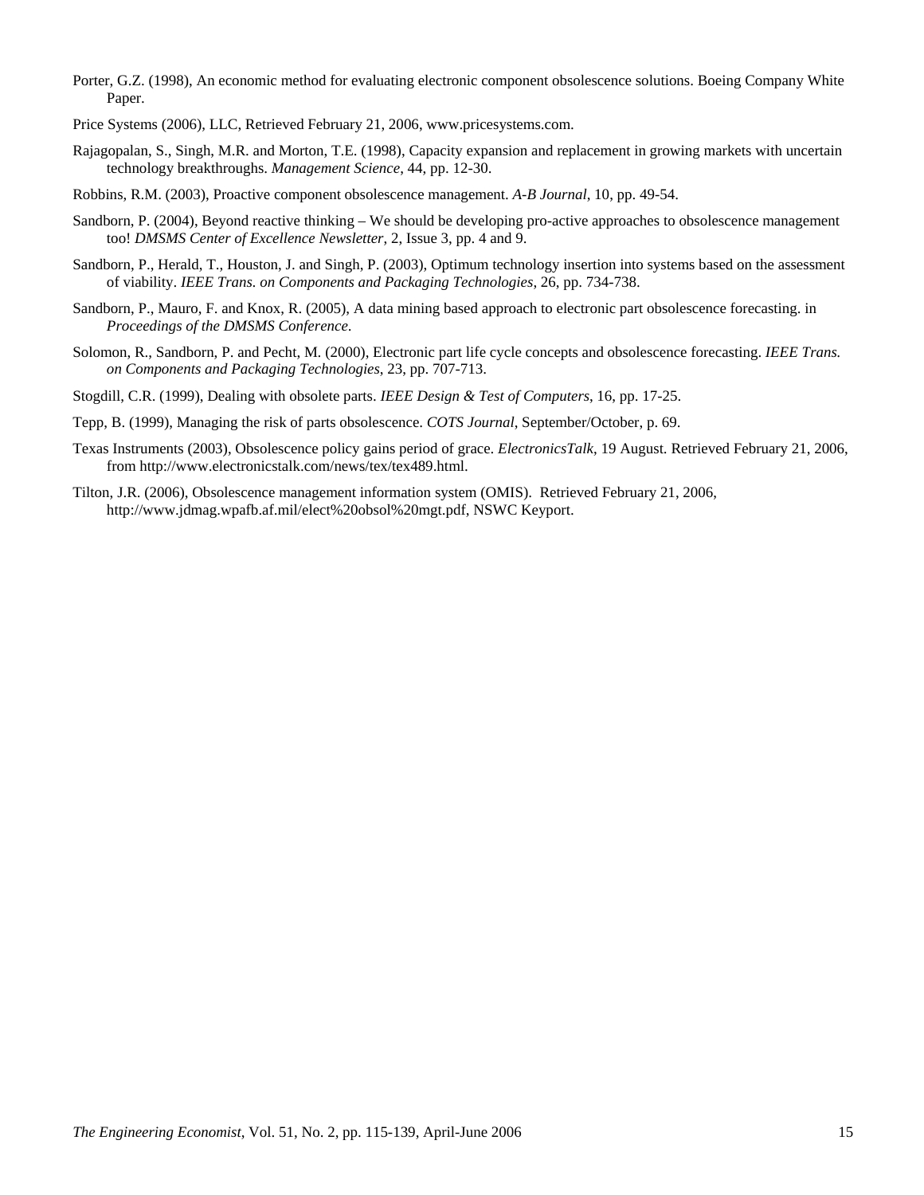Porter, G.Z. (1998), An economic method for evaluating electronic component obsolescence solutions. Boeing Company White Paper.

Price Systems (2006), LLC, Retrieved February 21, 2006, www.pricesystems.com.

Rajagopalan, S., Singh, M.R. and Morton, T.E. (1998), Capacity expansion and replacement in growing markets with uncertain technology breakthroughs. *Management Science*, 44, pp. 12-30.

Robbins, R.M. (2003), Proactive component obsolescence management. *A-B Journal*, 10, pp. 49-54.

Sandborn, P. (2004), Beyond reactive thinking – We should be developing pro-active approaches to obsolescence management too! *DMSMS Center of Excellence Newsletter*, 2, Issue 3, pp. 4 and 9.

Sandborn, P., Herald, T., Houston, J. and Singh, P. (2003), Optimum technology insertion into systems based on the assessment of viability. *IEEE Trans. on Components and Packaging Technologies*, 26, pp. 734-738.

Sandborn, P., Mauro, F. and Knox, R. (2005), A data mining based approach to electronic part obsolescence forecasting. in *Proceedings of the DMSMS Conference*.

Solomon, R., Sandborn, P. and Pecht, M. (2000), Electronic part life cycle concepts and obsolescence forecasting. *IEEE Trans. on Components and Packaging Technologies*, 23, pp. 707-713.

Stogdill, C.R. (1999), Dealing with obsolete parts. *IEEE Design & Test of Computers*, 16, pp. 17-25.

Tepp, B. (1999), Managing the risk of parts obsolescence. *COTS Journal*, September/October, p. 69.

Texas Instruments (2003), Obsolescence policy gains period of grace. *ElectronicsTalk*, 19 August. Retrieved February 21, 2006, from http://www.electronicstalk.com/news/tex/tex489.html.

Tilton, J.R. (2006), Obsolescence management information system (OMIS). Retrieved February 21, 2006, http://www.jdmag.wpafb.af.mil/elect%20obsol%20mgt.pdf, NSWC Keyport.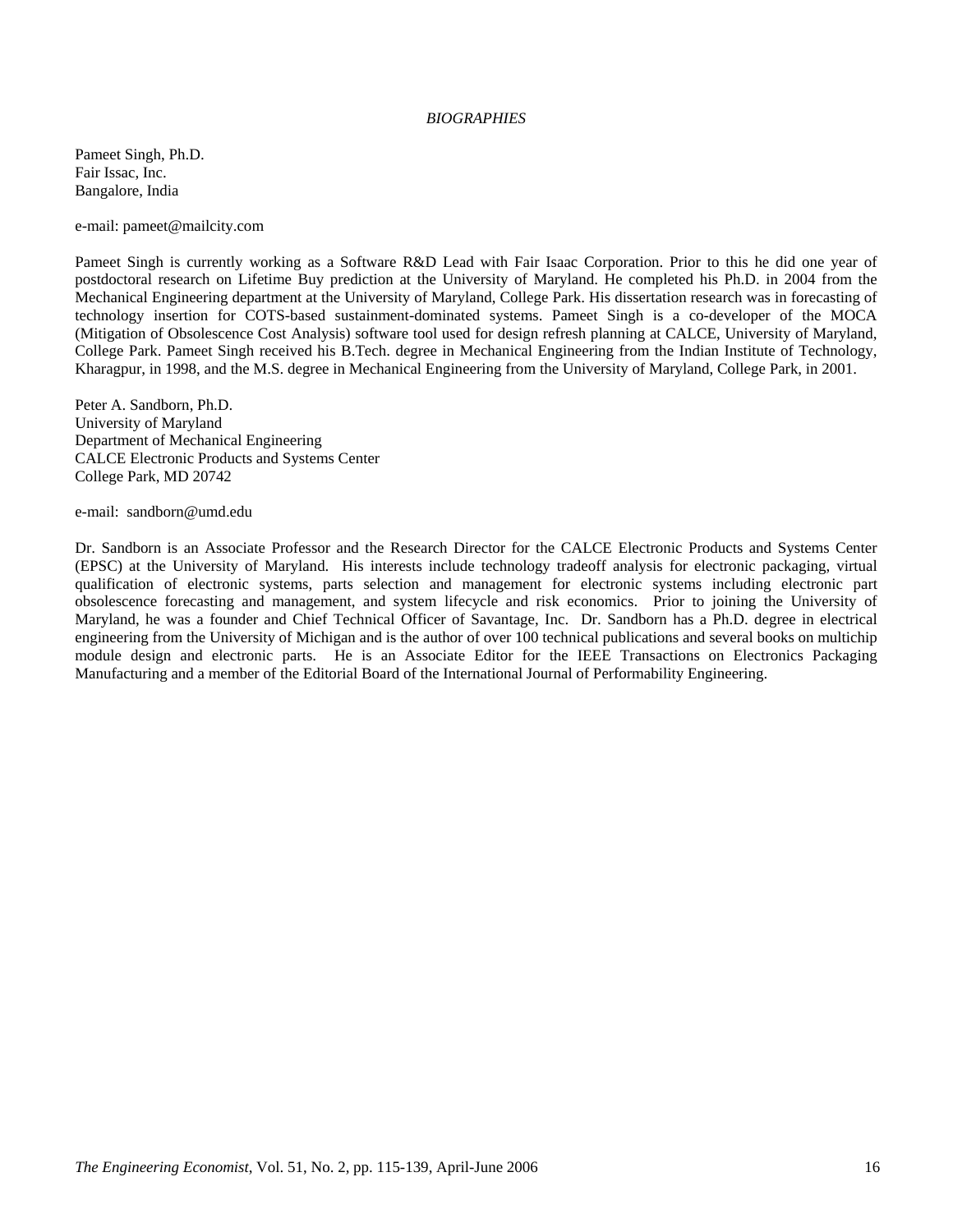*BIOGRAPHIES*

Pameet Singh, Ph.D.
Fair Issac, Inc.
Bangalore, India

e-mail: pameet@mailcity.com

Pameet Singh is currently working as a Software R&D Lead with Fair Isaac Corporation. Prior to this he did one year of postdoctoral research on Lifetime Buy prediction at the University of Maryland. He completed his Ph.D. in 2004 from the Mechanical Engineering department at the University of Maryland, College Park. His dissertation research was in forecasting of technology insertion for COTS-based sustainment-dominated systems. Pameet Singh is a co-developer of the MOCA (Mitigation of Obsolescence Cost Analysis) software tool used for design refresh planning at CALCE, University of Maryland, College Park. Pameet Singh received his B.Tech. degree in Mechanical Engineering from the Indian Institute of Technology, Kharagpur, in 1998, and the M.S. degree in Mechanical Engineering from the University of Maryland, College Park, in 2001.

Peter A. Sandborn, Ph.D.
University of Maryland
Department of Mechanical Engineering
CALCE Electronic Products and Systems Center
College Park, MD 20742

e-mail: sandborn@umd.edu

Dr. Sandborn is an Associate Professor and the Research Director for the CALCE Electronic Products and Systems Center (EPSC) at the University of Maryland. His interests include technology tradeoff analysis for electronic packaging, virtual qualification of electronic systems, parts selection and management for electronic systems including electronic part obsolescence forecasting and management, and system lifecycle and risk economics. Prior to joining the University of Maryland, he was a founder and Chief Technical Officer of Savantage, Inc. Dr. Sandborn has a Ph.D. degree in electrical engineering from the University of Michigan and is the author of over 100 technical publications and several books on multichip module design and electronic parts. He is an Associate Editor for the IEEE Transactions on Electronics Packaging Manufacturing and a member of the Editorial Board of the International Journal of Performability Engineering.